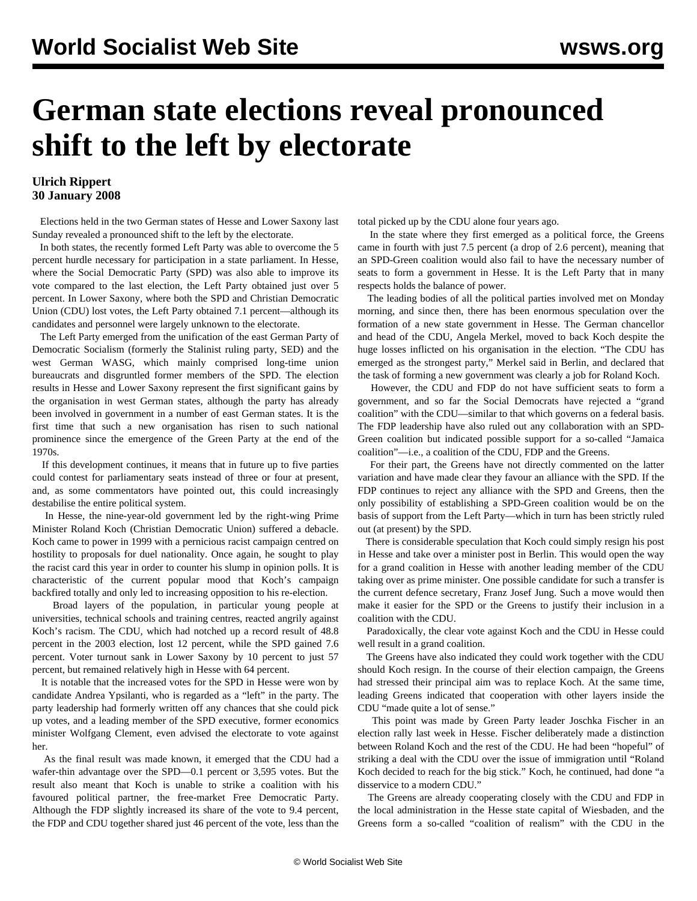# German state elections reveal pronounced shift to the left by electorate

**Ulrich Rippert**
**30 January 2008**

Elections held in the two German states of Hesse and Lower Saxony last Sunday revealed a pronounced shift to the left by the electorate.

In both states, the recently formed Left Party was able to overcome the 5 percent hurdle necessary for participation in a state parliament. In Hesse, where the Social Democratic Party (SPD) was also able to improve its vote compared to the last election, the Left Party obtained just over 5 percent. In Lower Saxony, where both the SPD and Christian Democratic Union (CDU) lost votes, the Left Party obtained 7.1 percent—although its candidates and personnel were largely unknown to the electorate.

The Left Party emerged from the unification of the east German Party of Democratic Socialism (formerly the Stalinist ruling party, SED) and the west German WASG, which mainly comprised long-time union bureaucrats and disgruntled former members of the SPD. The election results in Hesse and Lower Saxony represent the first significant gains by the organisation in west German states, although the party has already been involved in government in a number of east German states. It is the first time that such a new organisation has risen to such national prominence since the emergence of the Green Party at the end of the 1970s.

If this development continues, it means that in future up to five parties could contest for parliamentary seats instead of three or four at present, and, as some commentators have pointed out, this could increasingly destabilise the entire political system.

In Hesse, the nine-year-old government led by the right-wing Prime Minister Roland Koch (Christian Democratic Union) suffered a debacle. Koch came to power in 1999 with a pernicious racist campaign centred on hostility to proposals for duel nationality. Once again, he sought to play the racist card this year in order to counter his slump in opinion polls. It is characteristic of the current popular mood that Koch's campaign backfired totally and only led to increasing opposition to his re-election.

Broad layers of the population, in particular young people at universities, technical schools and training centres, reacted angrily against Koch's racism. The CDU, which had notched up a record result of 48.8 percent in the 2003 election, lost 12 percent, while the SPD gained 7.6 percent. Voter turnout sank in Lower Saxony by 10 percent to just 57 percent, but remained relatively high in Hesse with 64 percent.

It is notable that the increased votes for the SPD in Hesse were won by candidate Andrea Ypsilanti, who is regarded as a "left" in the party. The party leadership had formerly written off any chances that she could pick up votes, and a leading member of the SPD executive, former economics minister Wolfgang Clement, even advised the electorate to vote against her.

As the final result was made known, it emerged that the CDU had a wafer-thin advantage over the SPD—0.1 percent or 3,595 votes. But the result also meant that Koch is unable to strike a coalition with his favoured political partner, the free-market Free Democratic Party. Although the FDP slightly increased its share of the vote to 9.4 percent, the FDP and CDU together shared just 46 percent of the vote, less than the total picked up by the CDU alone four years ago.

In the state where they first emerged as a political force, the Greens came in fourth with just 7.5 percent (a drop of 2.6 percent), meaning that an SPD-Green coalition would also fail to have the necessary number of seats to form a government in Hesse. It is the Left Party that in many respects holds the balance of power.

The leading bodies of all the political parties involved met on Monday morning, and since then, there has been enormous speculation over the formation of a new state government in Hesse. The German chancellor and head of the CDU, Angela Merkel, moved to back Koch despite the huge losses inflicted on his organisation in the election. "The CDU has emerged as the strongest party," Merkel said in Berlin, and declared that the task of forming a new government was clearly a job for Roland Koch.

However, the CDU and FDP do not have sufficient seats to form a government, and so far the Social Democrats have rejected a "grand coalition" with the CDU—similar to that which governs on a federal basis. The FDP leadership have also ruled out any collaboration with an SPD-Green coalition but indicated possible support for a so-called "Jamaica coalition"—i.e., a coalition of the CDU, FDP and the Greens.

For their part, the Greens have not directly commented on the latter variation and have made clear they favour an alliance with the SPD. If the FDP continues to reject any alliance with the SPD and Greens, then the only possibility of establishing a SPD-Green coalition would be on the basis of support from the Left Party—which in turn has been strictly ruled out (at present) by the SPD.

There is considerable speculation that Koch could simply resign his post in Hesse and take over a minister post in Berlin. This would open the way for a grand coalition in Hesse with another leading member of the CDU taking over as prime minister. One possible candidate for such a transfer is the current defence secretary, Franz Josef Jung. Such a move would then make it easier for the SPD or the Greens to justify their inclusion in a coalition with the CDU.

Paradoxically, the clear vote against Koch and the CDU in Hesse could well result in a grand coalition.

The Greens have also indicated they could work together with the CDU should Koch resign. In the course of their election campaign, the Greens had stressed their principal aim was to replace Koch. At the same time, leading Greens indicated that cooperation with other layers inside the CDU "made quite a lot of sense."

This point was made by Green Party leader Joschka Fischer in an election rally last week in Hesse. Fischer deliberately made a distinction between Roland Koch and the rest of the CDU. He had been "hopeful" of striking a deal with the CDU over the issue of immigration until "Roland Koch decided to reach for the big stick." Koch, he continued, had done "a disservice to a modern CDU."

The Greens are already cooperating closely with the CDU and FDP in the local administration in the Hesse state capital of Wiesbaden, and the Greens form a so-called "coalition of realism" with the CDU in the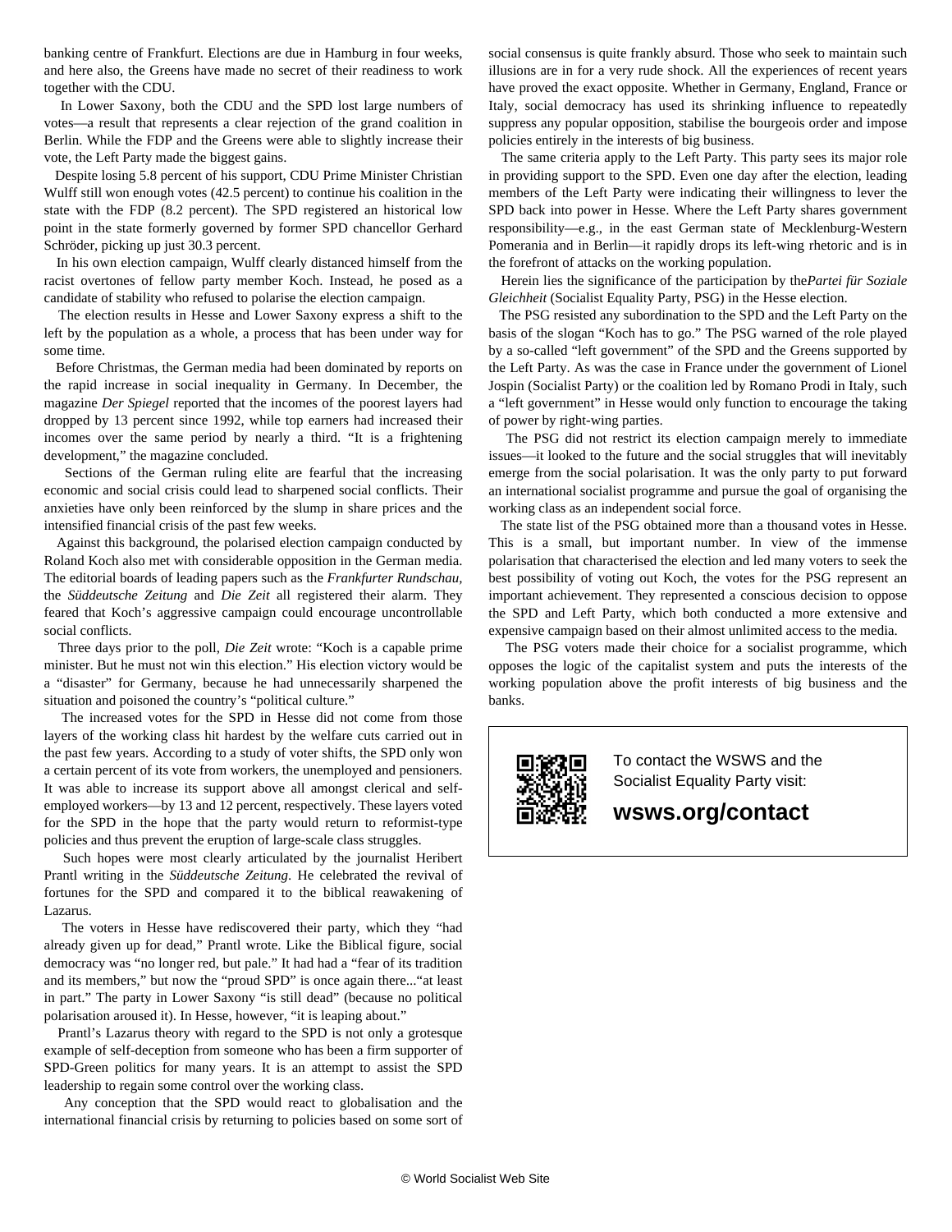banking centre of Frankfurt. Elections are due in Hamburg in four weeks, and here also, the Greens have made no secret of their readiness to work together with the CDU.

In Lower Saxony, both the CDU and the SPD lost large numbers of votes—a result that represents a clear rejection of the grand coalition in Berlin. While the FDP and the Greens were able to slightly increase their vote, the Left Party made the biggest gains.

Despite losing 5.8 percent of his support, CDU Prime Minister Christian Wulff still won enough votes (42.5 percent) to continue his coalition in the state with the FDP (8.2 percent). The SPD registered an historical low point in the state formerly governed by former SPD chancellor Gerhard Schröder, picking up just 30.3 percent.

In his own election campaign, Wulff clearly distanced himself from the racist overtones of fellow party member Koch. Instead, he posed as a candidate of stability who refused to polarise the election campaign.

The election results in Hesse and Lower Saxony express a shift to the left by the population as a whole, a process that has been under way for some time.

Before Christmas, the German media had been dominated by reports on the rapid increase in social inequality in Germany. In December, the magazine *Der Spiegel* reported that the incomes of the poorest layers had dropped by 13 percent since 1992, while top earners had increased their incomes over the same period by nearly a third. "It is a frightening development," the magazine concluded.

Sections of the German ruling elite are fearful that the increasing economic and social crisis could lead to sharpened social conflicts. Their anxieties have only been reinforced by the slump in share prices and the intensified financial crisis of the past few weeks.

Against this background, the polarised election campaign conducted by Roland Koch also met with considerable opposition in the German media. The editorial boards of leading papers such as the *Frankfurter Rundschau*, the *Süddeutsche Zeitung* and *Die Zeit* all registered their alarm. They feared that Koch's aggressive campaign could encourage uncontrollable social conflicts.

Three days prior to the poll, *Die Zeit* wrote: "Koch is a capable prime minister. But he must not win this election." His election victory would be a "disaster" for Germany, because he had unnecessarily sharpened the situation and poisoned the country's "political culture."

The increased votes for the SPD in Hesse did not come from those layers of the working class hit hardest by the welfare cuts carried out in the past few years. According to a study of voter shifts, the SPD only won a certain percent of its vote from workers, the unemployed and pensioners. It was able to increase its support above all amongst clerical and self-employed workers—by 13 and 12 percent, respectively. These layers voted for the SPD in the hope that the party would return to reformist-type policies and thus prevent the eruption of large-scale class struggles.

Such hopes were most clearly articulated by the journalist Heribert Prantl writing in the *Süddeutsche Zeitung*. He celebrated the revival of fortunes for the SPD and compared it to the biblical reawakening of Lazarus.

The voters in Hesse have rediscovered their party, which they "had already given up for dead," Prantl wrote. Like the Biblical figure, social democracy was "no longer red, but pale." It had had a "fear of its tradition and its members," but now the "proud SPD" is once again there..."at least in part." The party in Lower Saxony "is still dead" (because no political polarisation aroused it). In Hesse, however, "it is leaping about."

Prantl's Lazarus theory with regard to the SPD is not only a grotesque example of self-deception from someone who has been a firm supporter of SPD-Green politics for many years. It is an attempt to assist the SPD leadership to regain some control over the working class.

Any conception that the SPD would react to globalisation and the international financial crisis by returning to policies based on some sort of social consensus is quite frankly absurd. Those who seek to maintain such illusions are in for a very rude shock. All the experiences of recent years have proved the exact opposite. Whether in Germany, England, France or Italy, social democracy has used its shrinking influence to repeatedly suppress any popular opposition, stabilise the bourgeois order and impose policies entirely in the interests of big business.

The same criteria apply to the Left Party. This party sees its major role in providing support to the SPD. Even one day after the election, leading members of the Left Party were indicating their willingness to lever the SPD back into power in Hesse. Where the Left Party shares government responsibility—e.g., in the east German state of Mecklenburg-Western Pomerania and in Berlin—it rapidly drops its left-wing rhetoric and is in the forefront of attacks on the working population.

Herein lies the significance of the participation by the *Partei für Soziale Gleichheit* (Socialist Equality Party, PSG) in the Hesse election.

The PSG resisted any subordination to the SPD and the Left Party on the basis of the slogan "Koch has to go." The PSG warned of the role played by a so-called "left government" of the SPD and the Greens supported by the Left Party. As was the case in France under the government of Lionel Jospin (Socialist Party) or the coalition led by Romano Prodi in Italy, such a "left government" in Hesse would only function to encourage the taking of power by right-wing parties.

The PSG did not restrict its election campaign merely to immediate issues—it looked to the future and the social struggles that will inevitably emerge from the social polarisation. It was the only party to put forward an international socialist programme and pursue the goal of organising the working class as an independent social force.

The state list of the PSG obtained more than a thousand votes in Hesse. This is a small, but important number. In view of the immense polarisation that characterised the election and led many voters to seek the best possibility of voting out Koch, the votes for the PSG represent an important achievement. They represented a conscious decision to oppose the SPD and Left Party, which both conducted a more extensive and expensive campaign based on their almost unlimited access to the media.

The PSG voters made their choice for a socialist programme, which opposes the logic of the capitalist system and puts the interests of the working population above the profit interests of big business and the banks.

To contact the WSWS and the Socialist Equality Party visit:

**wsws.org/contact**